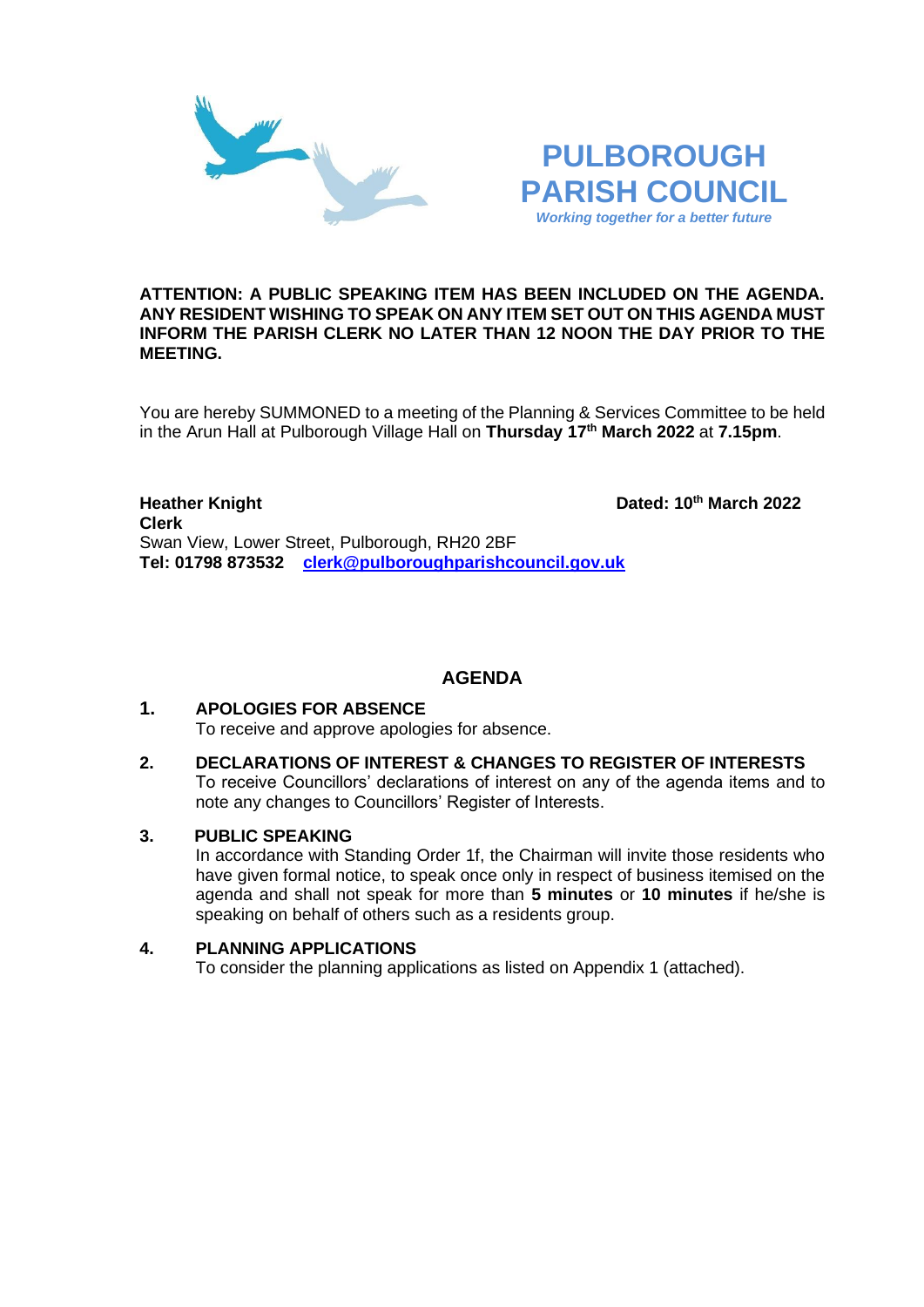# PULBOROUGH PARISH COUNCIL

*Working together for a better future*

**ATTENTION: A PUBLIC SPEAKING ITEM HAS BEEN INCLUDED ON THE AGENDA. ANY RESIDENT WISHING TO SPEAK ON ANY ITEM SET OUT ON THIS AGENDA MUST INFORM THE PARISH CLERK NO LATER THAN 12 NOON THE DAY PRIOR TO THE MEETING.**

You are hereby SUMMONED to a meeting of the Planning & Services Committee to be held in the Arun Hall at Pulborough Village Hall on **Thursday 17th March 2022** at **7.15pm**.

**Heather Knight** **Dated: 10th March 2022**
**Clerk**
Swan View, Lower Street, Pulborough, RH20 2BF
**Tel: 01798 873532** **clerk@pulboroughparishcouncil.gov.uk**

## AGENDA

**1. APOLOGIES FOR ABSENCE**
To receive and approve apologies for absence.

**2. DECLARATIONS OF INTEREST & CHANGES TO REGISTER OF INTERESTS**
To receive Councillors' declarations of interest on any of the agenda items and to note any changes to Councillors' Register of Interests.

**3. PUBLIC SPEAKING**
In accordance with Standing Order 1f, the Chairman will invite those residents who have given formal notice, to speak once only in respect of business itemised on the agenda and shall not speak for more than **5 minutes** or **10 minutes** if he/she is speaking on behalf of others such as a residents group.

**4. PLANNING APPLICATIONS**
To consider the planning applications as listed on Appendix 1 (attached).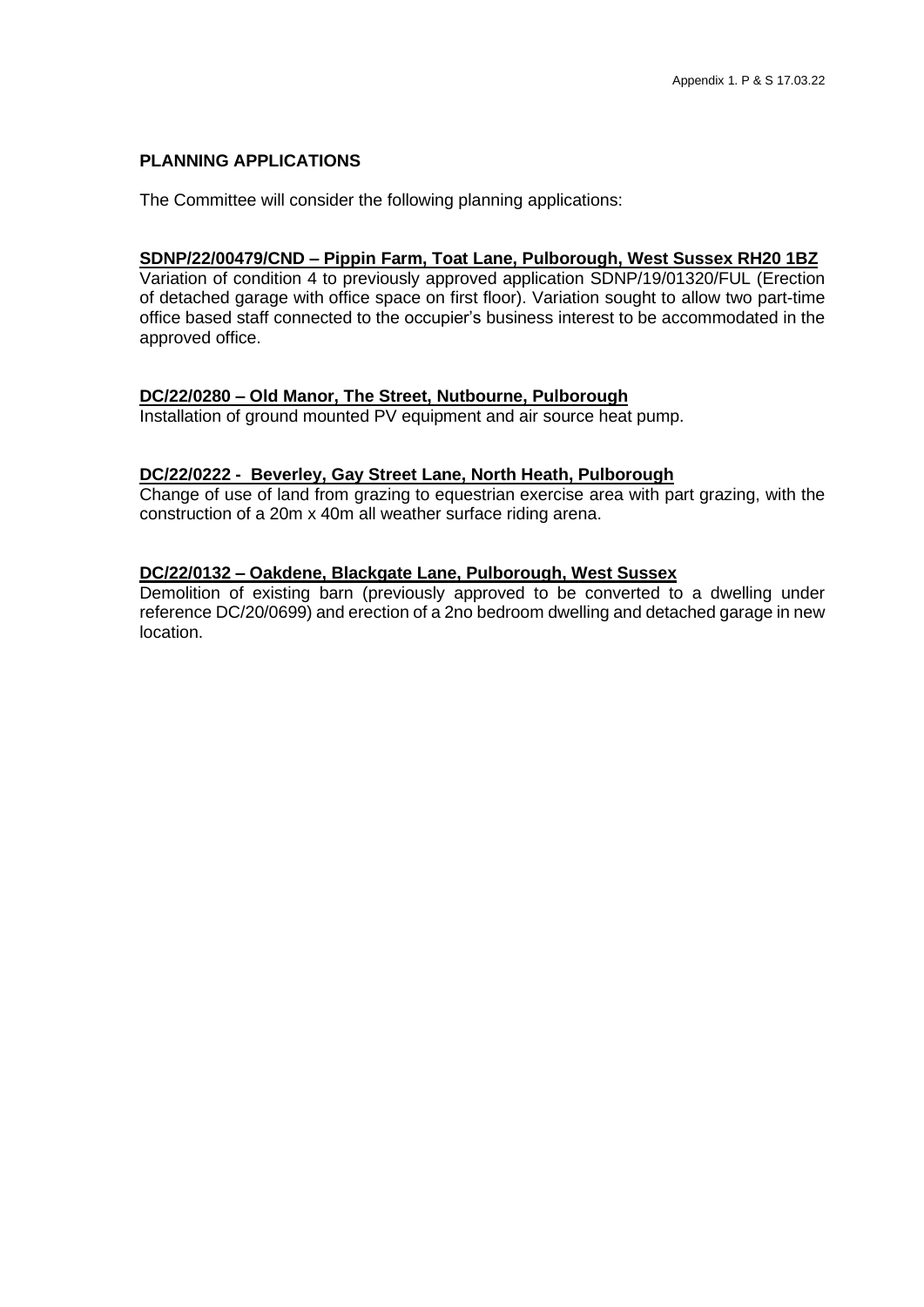Appendix 1. P & S 17.03.22

## PLANNING APPLICATIONS

The Committee will consider the following planning applications:

**SDNP/22/00479/CND – Pippin Farm, Toat Lane, Pulborough, West Sussex RH20 1BZ**
Variation of condition 4 to previously approved application SDNP/19/01320/FUL (Erection of detached garage with office space on first floor). Variation sought to allow two part-time office based staff connected to the occupier's business interest to be accommodated in the approved office.

**DC/22/0280 – Old Manor, The Street, Nutbourne, Pulborough**
Installation of ground mounted PV equipment and air source heat pump.

**DC/22/0222 - Beverley, Gay Street Lane, North Heath, Pulborough**
Change of use of land from grazing to equestrian exercise area with part grazing, with the construction of a 20m x 40m all weather surface riding arena.

**DC/22/0132 – Oakdene, Blackgate Lane, Pulborough, West Sussex**
Demolition of existing barn (previously approved to be converted to a dwelling under reference DC/20/0699) and erection of a 2no bedroom dwelling and detached garage in new location.